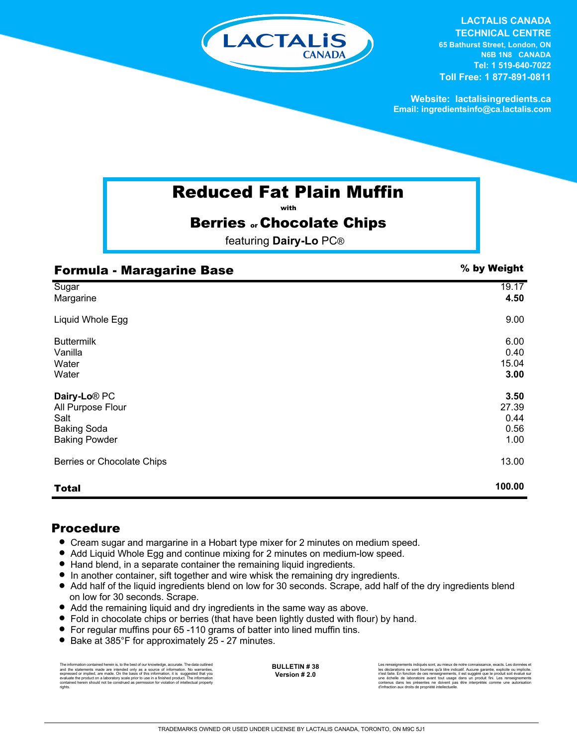LACTALIS CANADA

**LACTALIS CANADA TECHNICAL CENTRE**
**65 Bathurst Street, London, ON**
**N6B 1N8 CANADA**
**Tel: 1 519-640-7022**
**Toll Free: 1 877-891-0811**

**Website: lactalisingredients.ca**
**Email: ingredientsinfo@ca.lactalis.com**

# Reduced Fat Plain Muffin

with

## Berries or Chocolate Chips

featuring **Dairy-Lo** PC®

| Formula - Maragarine Base | % by Weight |
|---|---|
| Sugar | 19.17 |
| Margarine | **4.50** |
| | |
| Liquid Whole Egg | 9.00 |
| | |
| Buttermilk | 6.00 |
| Vanilla | 0.40 |
| Water | 15.04 |
| Water | **3.00** |
| | |
| **Dairy-Lo**® PC | **3.50** |
| All Purpose Flour | 27.39 |
| Salt | 0.44 |
| Baking Soda | 0.56 |
| Baking Powder | 1.00 |
| | |
| Berries or Chocolate Chips | 13.00 |
| | |
| **Total** | **100.00** |

## Procedure

- Cream sugar and margarine in a Hobart type mixer for 2 minutes on medium speed.
- Add Liquid Whole Egg and continue mixing for 2 minutes on medium-low speed.
- Hand blend, in a separate container the remaining liquid ingredients.
- In another container, sift together and wire whisk the remaining dry ingredients.
- Add half of the liquid ingredients blend on low for 30 seconds. Scrape, add half of the dry ingredients blend on low for 30 seconds. Scrape.
- Add the remaining liquid and dry ingredients in the same way as above.
- Fold in chocolate chips or berries (that have been lightly dusted with flour) by hand.
- For regular muffins pour 65 -110 grams of batter into lined muffin tins.
- Bake at 385°F for approximately 25 - 27 minutes.

The information contained herein is, to the best of our knowledge, accurate. The data outlined and the statements made are intended only as a source of information. No warranties, expressed or implied, are made. On the basis of this information, it is suggested that you evaluate the product on a laboratory scale prior to use in a finished product. The information contained herein should not be construed as permission for violation of intellectual property rights.

**BULLETIN # 38**
**Version # 2.0**

Les renseignements indiqués sont, au mieux de notre connaissance, exacts. Les données et les déclarations ne sont fournies qu'à titre indicatif. Aucune garantie, explicite ou implicite, n'est faite. En fonction de ces renseignements, il est suggéré que le produit soit évalué sur une échelle de laboratoire avant tout usage dans un produit fini. Les renseignements contenus dans les présentes ne doivent pas être interprétés comme une autorisation d'infraction aux droits de propriété intellectuelle.

TRADEMARKS OWNED OR USED UNDER LICENSE BY LACTALIS CANADA, TORONTO, ON M9C 5J1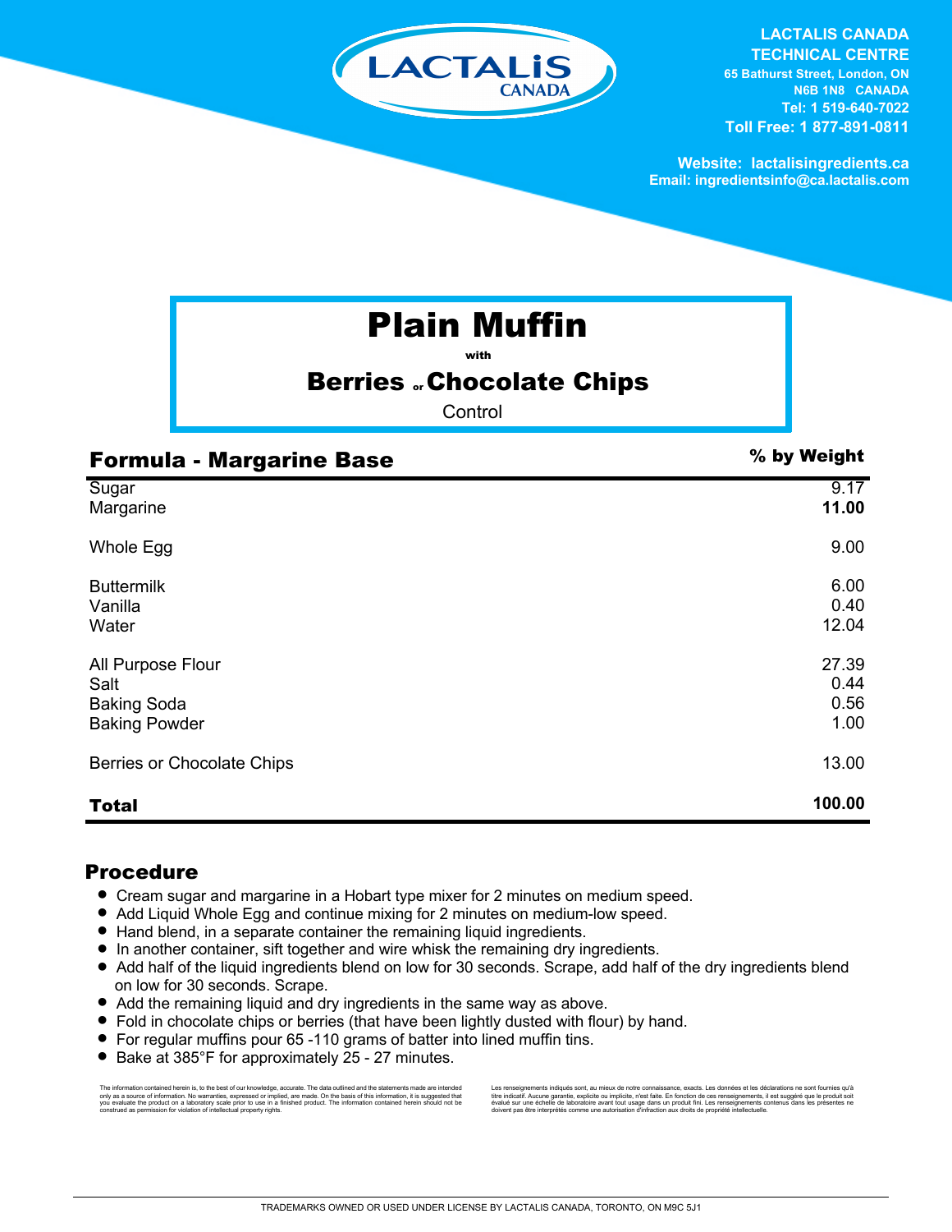LACTALIS CANADA
TECHNICAL CENTRE
65 Bathurst Street, London, ON
N6B 1N8 CANADA
Tel: 1 519-640-7022
Toll Free: 1 877-891-0811

Website: lactalisingredients.ca
Email: ingredientsinfo@ca.lactalis.com

# Plain Muffin

with

## Berries or Chocolate Chips

Control

| Formula - Margarine Base | % by Weight |
|---|---|
| Sugar | 9.17 |
| Margarine | **11.00** |
| Whole Egg | 9.00 |
| Buttermilk | 6.00 |
| Vanilla | 0.40 |
| Water | 12.04 |
| All Purpose Flour | 27.39 |
| Salt | 0.44 |
| Baking Soda | 0.56 |
| Baking Powder | 1.00 |
| Berries or Chocolate Chips | 13.00 |
| **Total** | **100.00** |

## Procedure

- Cream sugar and margarine in a Hobart type mixer for 2 minutes on medium speed.
- Add Liquid Whole Egg and continue mixing for 2 minutes on medium-low speed.
- Hand blend, in a separate container the remaining liquid ingredients.
- In another container, sift together and wire whisk the remaining dry ingredients.
- Add half of the liquid ingredients blend on low for 30 seconds. Scrape, add half of the dry ingredients blend on low for 30 seconds. Scrape.
- Add the remaining liquid and dry ingredients in the same way as above.
- Fold in chocolate chips or berries (that have been lightly dusted with flour) by hand.
- For regular muffins pour 65 -110 grams of batter into lined muffin tins.
- Bake at 385°F for approximately 25 - 27 minutes.

The information contained herein is, to the best of our knowledge, accurate. The data outlined and the statements made are intended only as a source of information. No warranties, expressed or implied, are made. On the basis of this information, it is suggested that you evaluate the product on a laboratory scale prior to use in a finished product. The information contained herein should not be construed as permission for violation of intellectual property rights.

Les renseignements indiqués sont, au mieux de notre connaissance, exacts. Les données et les déclarations ne sont fournies qu'à titre indicatif. Aucune garantie, explicite ou implicite, n'est faite. En fonction de ces renseignements, il est suggéré que le produit soit évalué sur une échelle de laboratoire avant tout usage dans un produit fini. Les renseignements contenus dans les présentes ne doivent pas être interprétés comme une autorisation d'infraction aux droits de propriété intellectuelle.

TRADEMARKS OWNED OR USED UNDER LICENSE BY LACTALIS CANADA, TORONTO, ON M9C 5J1